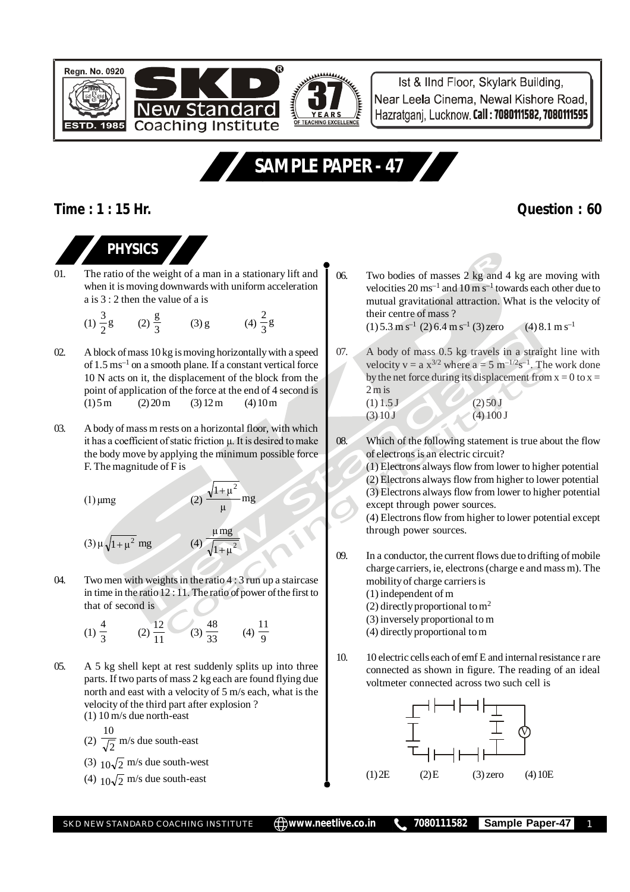Regn. No. 0920

ESTD. 1985

# SKD New Standard Coaching Institute

37 YEARS OF TEACHING EXCELLENCE

Ist & IInd Floor, Skylark Building, Near Leela Cinema, Newal Kishore Road, Hazratganj, Lucknow. **Call : 7080111582, 7080111595**

## SAMPLE PAPER - 47

**Time : 1 : 15 Hr.** **Question : 60**

## PHYSICS

01. The ratio of the weight of a man in a stationary lift and when it is moving downwards with uniform acceleration a is 3 : 2 then the value of a is

(1) $\frac{3}{2}g$ (2) $\frac{g}{3}$ (3) g (4) $\frac{2}{3}g$

02. A block of mass 10 kg is moving horizontally with a speed of 1.5 $ms^{-1}$ on a smooth plane. If a constant vertical force 10 N acts on it, the displacement of the block from the point of application of the force at the end of 4 second is

(1) 5 m (2) 20 m (3) 12 m (4) 10 m

03. A body of mass m rests on a horizontal floor, with which it has a coefficient of static friction μ. It is desired to make the body move by applying the minimum possible force F. The magnitude of F is

(1) $\mu mg$ (2) $\frac{\sqrt{1+\mu^2}}{\mu}mg$

(3) $\mu\sqrt{1+\mu^2}\ mg$ (4) $\frac{\mu mg}{\sqrt{1+\mu^2}}$

04. Two men with weights in the ratio 4 : 3 run up a staircase in time in the ratio 12 : 11. The ratio of power of the first to that of second is

(1) $\frac{4}{3}$ (2) $\frac{12}{11}$ (3) $\frac{48}{33}$ (4) $\frac{11}{9}$

05. A 5 kg shell kept at rest suddenly splits up into three parts. If two parts of mass 2 kg each are found flying due north and east with a velocity of 5 m/s each, what is the velocity of the third part after explosion ?

(1) 10 m/s due north-east

(2) $\frac{10}{\sqrt{2}}$ m/s due south-east

(3) $10\sqrt{2}$ m/s due south-west

(4) $10\sqrt{2}$ m/s due south-east

06. Two bodies of masses 2 kg and 4 kg are moving with velocities 20 $ms^{-1}$ and 10 m $s^{-1}$ towards each other due to mutual gravitational attraction. What is the velocity of their centre of mass ?

(1) 5.3 m $s^{-1}$ (2) 6.4 m $s^{-1}$ (3) zero (4) 8.1 m $s^{-1}$

07. A body of mass 0.5 kg travels in a straight line with velocity $v = a\,x^{3/2}$ where $a = 5\ m^{-1/2}s^{-1}$. The work done by the net force during its displacement from x = 0 to x = 2 m is

(1) 1.5 J (2) 50 J
(3) 10 J (4) 100 J

08. Which of the following statement is true about the flow of electrons is an electric circuit?

(1) Electrons always flow from lower to higher potential
(2) Electrons always flow from higher to lower potential
(3) Electrons always flow from lower to higher potential except through power sources.
(4) Electrons flow from higher to lower potential except through power sources.

09. In a conductor, the current flows due to drifting of mobile charge carriers, ie, electrons (charge e and mass m). The mobility of charge carriers is

(1) independent of m
(2) directly proportional to $m^2$
(3) inversely proportional to m
(4) directly proportional to m

10. 10 electric cells each of emf E and internal resistance r are connected as shown in figure. The reading of an ideal voltmeter connected across two such cell is

(1) 2E (2) E (3) zero (4) 10E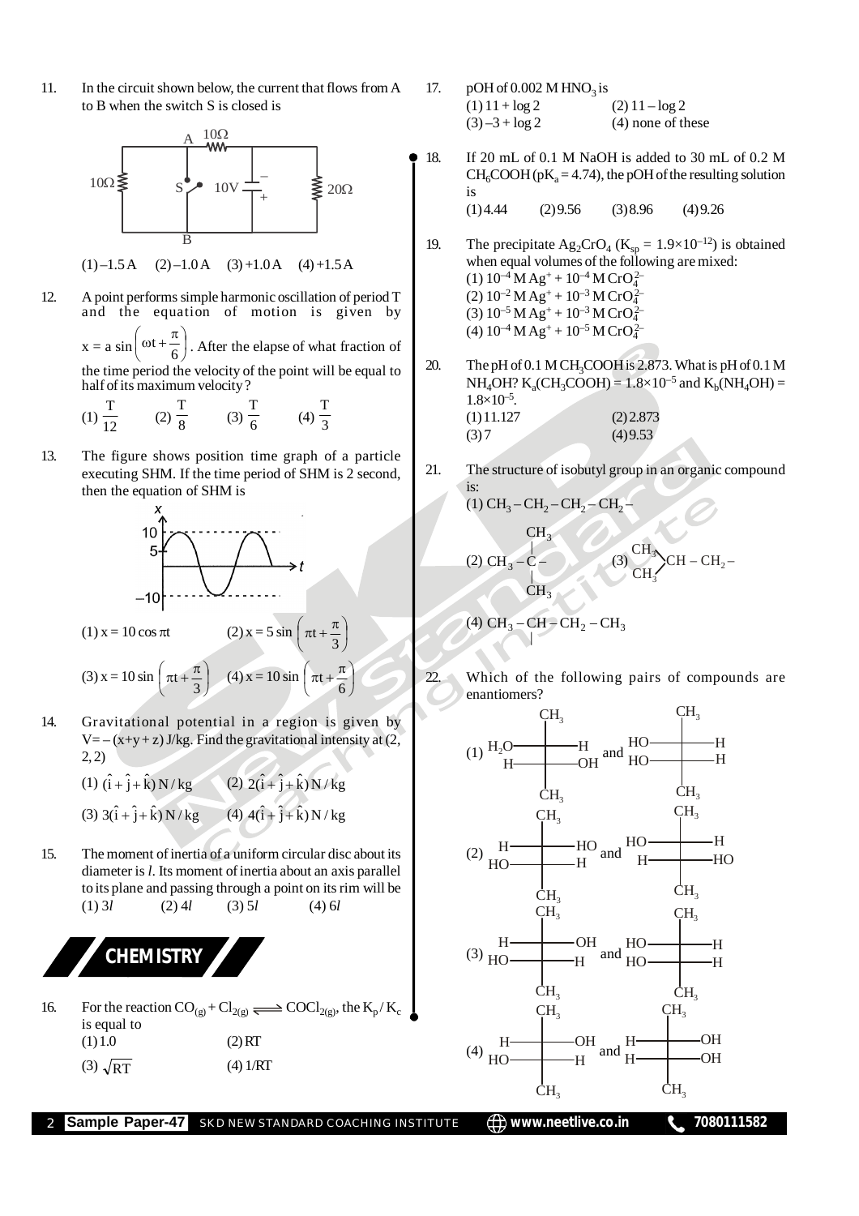11. In the circuit shown below, the current that flows from A to B when the switch S is closed is

(1) –1.5 A (2) –1.0 A (3) +1.0 A (4) +1.5 A

12. A point performs simple harmonic oscillation of period T and the equation of motion is given by $x = a\sin\left(\omega t + \frac{\pi}{6}\right)$. After the elapse of what fraction of the time period the velocity of the point will be equal to half of its maximum velocity?

(1) $\frac{T}{12}$ (2) $\frac{T}{8}$ (3) $\frac{T}{6}$ (4) $\frac{T}{3}$

13. The figure shows position time graph of a particle executing SHM. If the time period of SHM is 2 second, then the equation of SHM is

(1) $x = 10\cos \pi t$ (2) $x = 5\sin\left(\pi t + \frac{\pi}{3}\right)$

(3) $x = 10\sin\left(\pi t + \frac{\pi}{3}\right)$ (4) $x = 10\sin\left(\pi t + \frac{\pi}{6}\right)$

14. Gravitational potential in a region is given by $V = -(x+y+z)$ J/kg. Find the gravitational intensity at (2, 2, 2)

(1) $(\hat{i}+\hat{j}+\hat{k})\,N/kg$ (2) $2(\hat{i}+\hat{j}+\hat{k})\,N/kg$

(3) $3(\hat{i}+\hat{j}+\hat{k})\,N/kg$ (4) $4(\hat{i}+\hat{j}+\hat{k})\,N/kg$

15. The moment of inertia of a uniform circular disc about its diameter is $l$. Its moment of inertia about an axis parallel to its plane and passing through a point on its rim will be

(1) $3l$ (2) $4l$ (3) $5l$ (4) $6l$

## CHEMISTRY

16. For the reaction $CO_{(g)} + Cl_{2(g)} \rightleftharpoons COCl_{2(g)}$, the $K_p / K_c$ is equal to

(1) 1.0 (2) RT

(3) $\sqrt{RT}$ (4) 1/RT

17. pOH of 0.002 M $HNO_3$ is

(1) 11 + log 2 (2) 11 – log 2

(3) –3 + log 2 (4) none of these

18. If 20 mL of 0.1 M NaOH is added to 30 mL of 0.2 M $C_6H_5COOH$ ($pK_a$ = 4.74), the pOH of the resulting solution is

(1) 4.44 (2) 9.56 (3) 8.96 (4) 9.26

19. The precipitate $Ag_2CrO_4$ ($K_{sp} = 1.9\times10^{-12}$) is obtained when equal volumes of the following are mixed:

(1) $10^{-4}$ M $Ag^+$ + $10^{-4}$ M $CrO_4^{2-}$

(2) $10^{-2}$ M $Ag^+$ + $10^{-3}$ M $CrO_4^{2-}$

(3) $10^{-5}$ M $Ag^+$ + $10^{-3}$ M $CrO_4^{2-}$

(4) $10^{-4}$ M $Ag^+$ + $10^{-5}$ M $CrO_4^{2-}$

20. The pH of 0.1 M $CH_3COOH$ is 2.873. What is pH of 0.1 M $NH_4OH$? $K_a(CH_3COOH) = 1.8\times10^{-5}$ and $K_b(NH_4OH) = 1.8\times10^{-5}$.

(1) 11.127 (2) 2.873

(3) 7 (4) 9.53

21. The structure of isobutyl group in an organic compound is:

(1) $CH_3 - CH_2 - CH_2 - CH_2 -$

(2) $CH_3 - C(CH_3)_2 -$

(3) $(CH_3)_2CH - CH_2 -$

(4) $CH_3 - CH(-) - CH_2 - CH_3$

22. Which of the following pairs of compounds are enantiomers?

(1) Fischer projections: [$CH_3$; $H_2O$–C–H; H–C–OH; $CH_3$] and [$CH_3$; HO–C–H; HO–C–H; $CH_3$]

(2) Fischer projections: [$CH_3$; H–C–HO; HO–C–H; $CH_3$] and [$CH_3$; HO–C–H; H–C–HO; $CH_3$]

(3) Fischer projections: [$CH_3$; H–C–OH; HO–C–H; $CH_3$] and [$CH_3$; HO–C–H; HO–C–H; $CH_3$]

(4) Fischer projections: [$CH_3$; H–C–OH; HO–C–H; $CH_3$] and [$CH_3$; H–C–OH; H–C–OH; $CH_3$]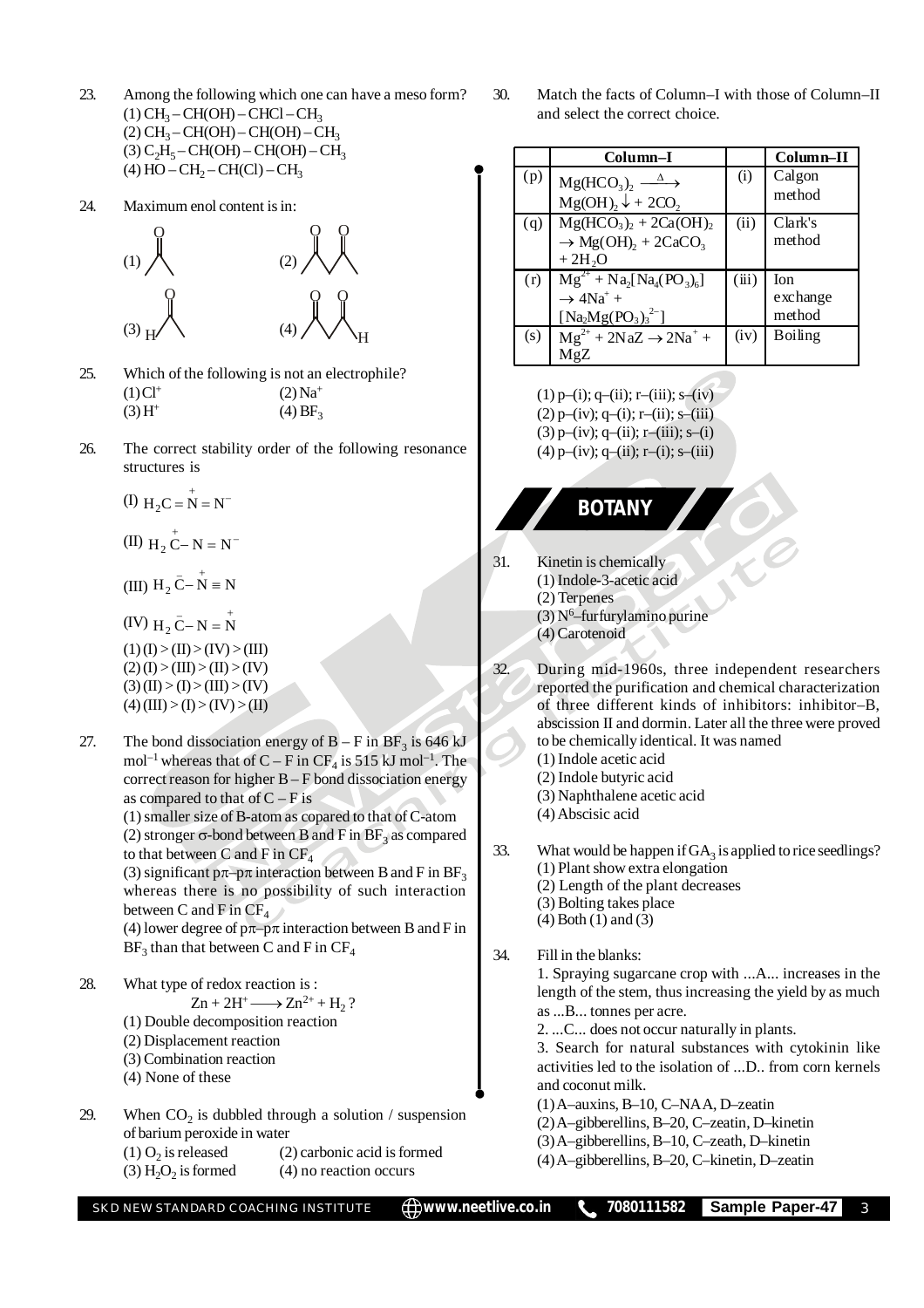23. Among the following which one can have a meso form?
(1) $CH_3 – CH(OH) – CHCl – CH_3$
(2) $CH_3 – CH(OH) – CH(OH) – CH_3$
(3) $C_2H_5 – CH(OH) – CH(OH) – CH_3$
(4) $HO – CH_2 – CH(Cl) – CH_3$

24. Maximum enol content is in:
(1) (acetone)
(2) (2,4-pentanedione)
(3) (acetaldehyde)
(4) (3-oxobutanal)

25. Which of the following is not an electrophile?
(1) $Cl^+$ (2) $Na^+$
(3) $H^+$ (4) $BF_3$

26. The correct stability order of the following resonance structures is

(I) $H_2C = \overset{+}{N} = N^-$

(II) $H_2\overset{+}{C} – N = N^-$

(III) $H_2\overset{-}{C} – \overset{+}{N} \equiv N$

(IV) $H_2\overset{-}{C} – N = \overset{+}{N}$

(1) (I) > (II) > (IV) > (III)
(2) (I) > (III) > (II) > (IV)
(3) (II) > (I) > (III) > (IV)
(4) (III) > (I) > (IV) > (II)

27. The bond dissociation energy of B – F in $BF_3$ is 646 kJ $mol^{-1}$ whereas that of C – F in $CF_4$ is 515 kJ $mol^{-1}$. The correct reason for higher B – F bond dissociation energy as compared to that of C – F is
(1) smaller size of B-atom as copared to that of C-atom
(2) stronger σ-bond between B and F in $BF_3$ as compared to that between C and F in $CF_4$
(3) significant pπ–pπ interaction between B and F in $BF_3$ whereas there is no possibility of such interaction between C and F in $CF_4$
(4) lower degree of pπ–pπ interaction between B and F in $BF_3$ than that between C and F in $CF_4$

28. What type of redox reaction is :
$$Zn + 2H^+ \longrightarrow Zn^{2+} + H_2 ?$$
(1) Double decomposition reaction
(2) Displacement reaction
(3) Combination reaction
(4) None of these

29. When $CO_2$ is dubbled through a solution / suspension of barium peroxide in water
(1) $O_2$ is released (2) carbonic acid is formed
(3) $H_2O_2$ is formed (4) no reaction occurs

30. Match the facts of Column–I with those of Column–II and select the correct choice.

| | Column–I | | Column–II |
|---|---|---|---|
| (p) | $Mg(HCO_3)_2 \xrightarrow{\Delta} Mg(OH)_2\downarrow + 2CO_2$ | (i) | Calgon method |
| (q) | $Mg(HCO_3)_2 + 2Ca(OH)_2 \rightarrow Mg(OH)_2 + 2CaCO_3 + 2H_2O$ | (ii) | Clark's method |
| (r) | $Mg^{2+} + Na_2[Na_4(PO_3)_6] \rightarrow 4Na^+ + [Na_2Mg(PO_3)_3^{2-}]$ | (iii) | Ion exchange method |
| (s) | $Mg^{2+} + 2NaZ \rightarrow 2Na^+ + MgZ$ | (iv) | Boiling |

(1) p–(i); q–(ii); r–(iii); s–(iv)
(2) p–(iv); q–(i); r–(ii); s–(iii)
(3) p–(iv); q–(ii); r–(iii); s–(i)
(4) p–(iv); q–(ii); r–(i); s–(iii)

## BOTANY

31. Kinetin is chemically
(1) Indole-3-acetic acid
(2) Terpenes
(3) $N^6$–furfurylamino purine
(4) Carotenoid

32. During mid-1960s, three independent researchers reported the purification and chemical characterization of three different kinds of inhibitors: inhibitor–B, abscission II and dormin. Later all the three were proved to be chemically identical. It was named
(1) Indole acetic acid
(2) Indole butyric acid
(3) Naphthalene acetic acid
(4) Abscisic acid

33. What would be happen if $GA_3$ is applied to rice seedlings?
(1) Plant show extra elongation
(2) Length of the plant decreases
(3) Bolting takes place
(4) Both (1) and (3)

34. Fill in the blanks:
1. Spraying sugarcane crop with ...A... increases in the length of the stem, thus increasing the yield by as much as ...B... tonnes per acre.
2. ...C... does not occur naturally in plants.
3. Search for natural substances with cytokinin like activities led to the isolation of ...D.. from corn kernels and coconut milk.
(1) A–auxins, B–10, C–NAA, D–zeatin
(2) A–gibberellins, B–20, C–zeatin, D–kinetin
(3) A–gibberellins, B–10, C–zeath, D–kinetin
(4) A–gibberellins, B–20, C–kinetin, D–zeatin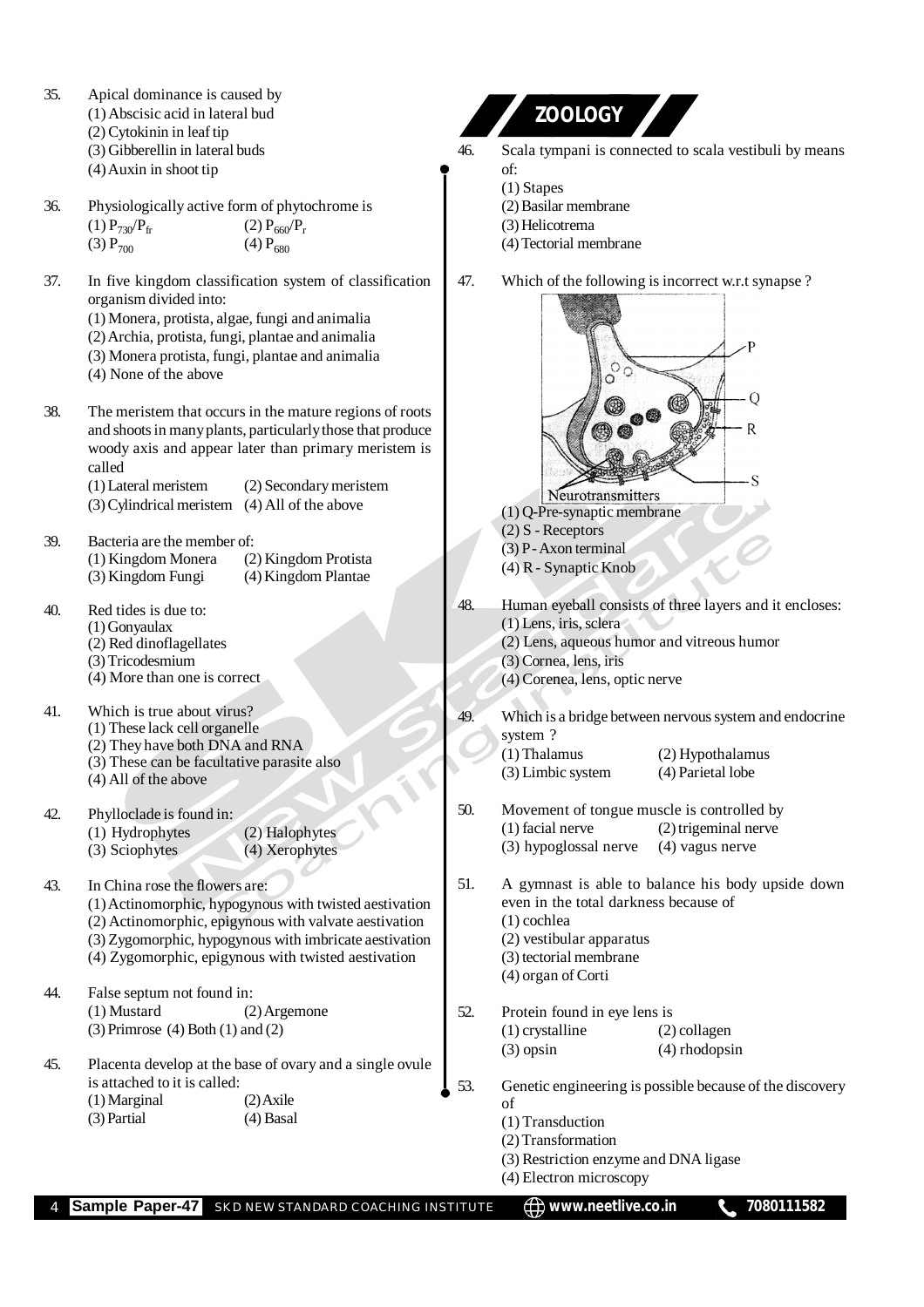35. Apical dominance is caused by
(1) Abscisic acid in lateral bud
(2) Cytokinin in leaf tip
(3) Gibberellin in lateral buds
(4) Auxin in shoot tip

36. Physiologically active form of phytochrome is
(1) $P_{730}/P_{fr}$ (2) $P_{660}/P_{r}$
(3) $P_{700}$ (4) $P_{680}$

37. In five kingdom classification system of classification organism divided into:
(1) Monera, protista, algae, fungi and animalia
(2) Archia, protista, fungi, plantae and animalia
(3) Monera protista, fungi, plantae and animalia
(4) None of the above

38. The meristem that occurs in the mature regions of roots and shoots in many plants, particularly those that produce woody axis and appear later than primary meristem is called
(1) Lateral meristem (2) Secondary meristem
(3) Cylindrical meristem (4) All of the above

39. Bacteria are the member of:
(1) Kingdom Monera (2) Kingdom Protista
(3) Kingdom Fungi (4) Kingdom Plantae

40. Red tides is due to:
(1) Gonyaulax
(2) Red dinoflagellates
(3) Tricodesmium
(4) More than one is correct

41. Which is true about virus?
(1) These lack cell organelle
(2) They have both DNA and RNA
(3) These can be facultative parasite also
(4) All of the above

42. Phylloclade is found in:
(1) Hydrophytes (2) Halophytes
(3) Sciophytes (4) Xerophytes

43. In China rose the flowers are:
(1) Actinomorphic, hypogynous with twisted aestivation
(2) Actinomorphic, epigynous with valvate aestivation
(3) Zygomorphic, hypogynous with imbricate aestivation
(4) Zygomorphic, epigynous with twisted aestivation

44. False septum not found in:
(1) Mustard (2) Argemone
(3) Primrose (4) Both (1) and (2)

45. Placenta develop at the base of ovary and a single ovule is attached to it is called:
(1) Marginal (2) Axile
(3) Partial (4) Basal

## ZOOLOGY

46. Scala tympani is connected to scala vestibuli by means of:
(1) Stapes
(2) Basilar membrane
(3) Helicotrema
(4) Tectorial membrane

47. Which of the following is incorrect w.r.t synapse ?

P, Q, R, S, Neurotransmitters

(1) Q-Pre-synaptic membrane
(2) S - Receptors
(3) P - Axon terminal
(4) R - Synaptic Knob

48. Human eyeball consists of three layers and it encloses:
(1) Lens, iris, sclera
(2) Lens, aqueous humor and vitreous humor
(3) Cornea, lens, iris
(4) Corenea, lens, optic nerve

49. Which is a bridge between nervous system and endocrine system ?
(1) Thalamus (2) Hypothalamus
(3) Limbic system (4) Parietal lobe

50. Movement of tongue muscle is controlled by
(1) facial nerve (2) trigeminal nerve
(3) hypoglossal nerve (4) vagus nerve

51. A gymnast is able to balance his body upside down even in the total darkness because of
(1) cochlea
(2) vestibular apparatus
(3) tectorial membrane
(4) organ of Corti

52. Protein found in eye lens is
(1) crystalline (2) collagen
(3) opsin (4) rhodopsin

53. Genetic engineering is possible because of the discovery of
(1) Transduction
(2) Transformation
(3) Restriction enzyme and DNA ligase
(4) Electron microscopy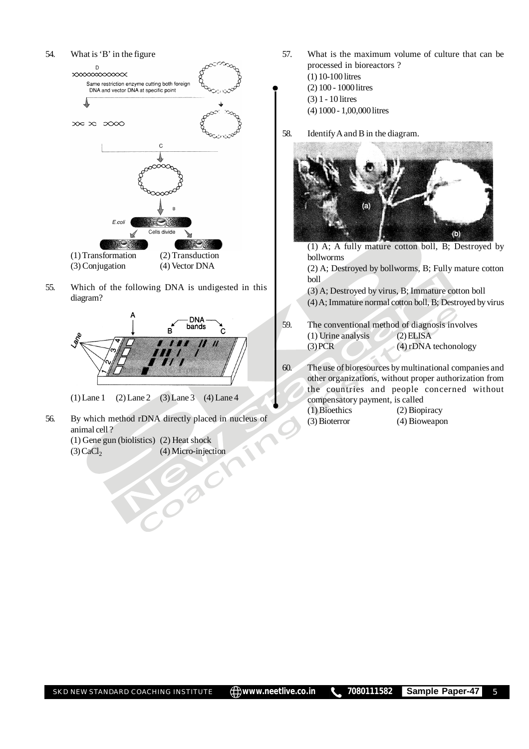54. What is 'B' in the figure

D

Same restriction enzyme cutting both foreign DNA and vector DNA at specific point

C

B

E.coli

Cells divide

(1) Transformation (2) Transduction
(3) Conjugation (4) Vector DNA

55. Which of the following DNA is undigested in this diagram?

A

DNA bands

B C

Lane

1 2 3 4

(1) Lane 1 (2) Lane 2 (3) Lane 3 (4) Lane 4

56. By which method rDNA directly placed in nucleus of animal cell ?
(1) Gene gun (biolistics) (2) Heat shock
(3) $CaCl_2$ (4) Micro-injection

57. What is the maximum volume of culture that can be processed in bioreactors ?
(1) 10-100 litres
(2) 100 - 1000 litres
(3) 1 - 10 litres
(4) 1000 - 1,00,000 litres

58. Identify A and B in the diagram.

(a) (b)

(1) A; A fully mature cotton boll, B; Destroyed by bollworms
(2) A; Destroyed by bollworms, B; Fully mature cotton boll
(3) A; Destroyed by virus, B; Immature cotton boll
(4) A; Immature normal cotton boll, B; Destroyed by virus

59. The conventional method of diagnosis involves
(1) Urine analysis (2) ELISA
(3) PCR (4) rDNA techonology

60. The use of bioresources by multinational companies and other organizations, without proper authorization from the countries and people concerned without compensatory payment, is called
(1) Bioethics (2) Biopiracy
(3) Bioterror (4) Bioweapon